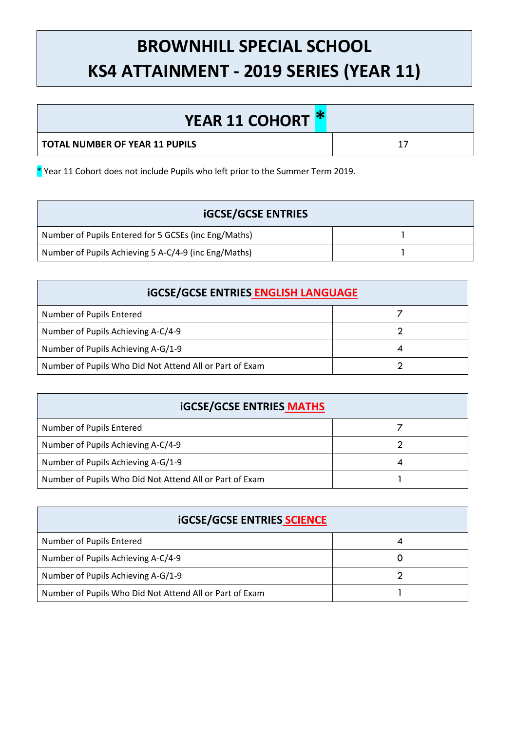# BROWNHILL SPECIAL SCHOOL
# KS4 ATTAINMENT - 2019 SERIES (YEAR 11)

| YEAR 11 COHORT * | |
|---|---|
| **TOTAL NUMBER OF YEAR 11 PUPILS** | 17 |

\* Year 11 Cohort does not include Pupils who left prior to the Summer Term 2019.

| iGCSE/GCSE ENTRIES | |
|---|---|
| Number of Pupils Entered for 5 GCSEs (inc Eng/Maths) | 1 |
| Number of Pupils Achieving 5 A-C/4-9 (inc Eng/Maths) | 1 |

| iGCSE/GCSE ENTRIES ENGLISH LANGUAGE | |
|---|---|
| Number of Pupils Entered | 7 |
| Number of Pupils Achieving A-C/4-9 | 2 |
| Number of Pupils Achieving A-G/1-9 | 4 |
| Number of Pupils Who Did Not Attend All or Part of Exam | 2 |

| iGCSE/GCSE ENTRIES MATHS | |
|---|---|
| Number of Pupils Entered | 7 |
| Number of Pupils Achieving A-C/4-9 | 2 |
| Number of Pupils Achieving A-G/1-9 | 4 |
| Number of Pupils Who Did Not Attend All or Part of Exam | 1 |

| iGCSE/GCSE ENTRIES SCIENCE | |
|---|---|
| Number of Pupils Entered | 4 |
| Number of Pupils Achieving A-C/4-9 | 0 |
| Number of Pupils Achieving A-G/1-9 | 2 |
| Number of Pupils Who Did Not Attend All or Part of Exam | 1 |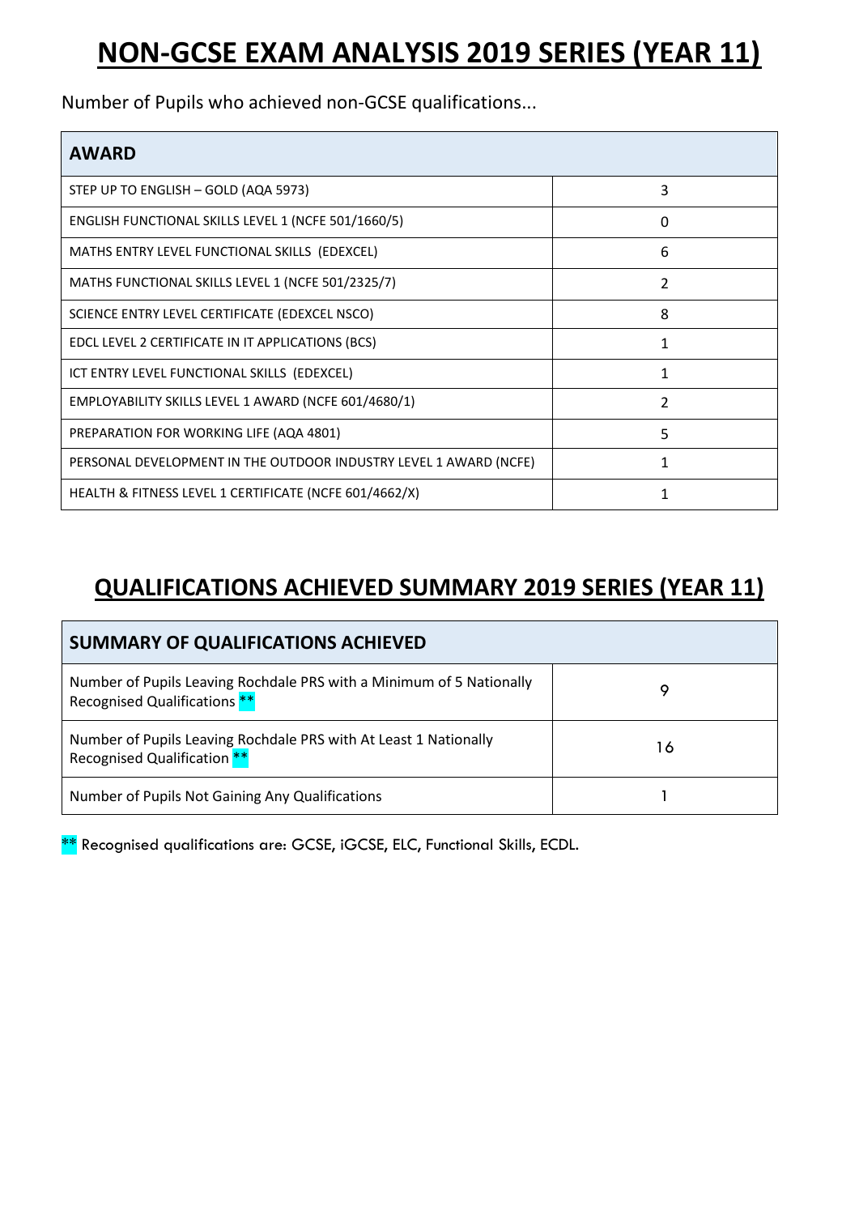# NON-GCSE EXAM ANALYSIS 2019 SERIES (YEAR 11)

Number of Pupils who achieved non-GCSE qualifications...

| AWARD | |
|---|---|
| STEP UP TO ENGLISH – GOLD (AQA 5973) | 3 |
| ENGLISH FUNCTIONAL SKILLS LEVEL 1 (NCFE 501/1660/5) | 0 |
| MATHS ENTRY LEVEL FUNCTIONAL SKILLS (EDEXCEL) | 6 |
| MATHS FUNCTIONAL SKILLS LEVEL 1 (NCFE 501/2325/7) | 2 |
| SCIENCE ENTRY LEVEL CERTIFICATE (EDEXCEL NSCO) | 8 |
| EDCL LEVEL 2 CERTIFICATE IN IT APPLICATIONS (BCS) | 1 |
| ICT ENTRY LEVEL FUNCTIONAL SKILLS (EDEXCEL) | 1 |
| EMPLOYABILITY SKILLS LEVEL 1 AWARD (NCFE 601/4680/1) | 2 |
| PREPARATION FOR WORKING LIFE (AQA 4801) | 5 |
| PERSONAL DEVELOPMENT IN THE OUTDOOR INDUSTRY LEVEL 1 AWARD (NCFE) | 1 |
| HEALTH & FITNESS LEVEL 1 CERTIFICATE (NCFE 601/4662/X) | 1 |

# QUALIFICATIONS ACHIEVED SUMMARY 2019 SERIES (YEAR 11)

| SUMMARY OF QUALIFICATIONS ACHIEVED | |
|---|---|
| Number of Pupils Leaving Rochdale PRS with a Minimum of 5 Nationally Recognised Qualifications ** | 9 |
| Number of Pupils Leaving Rochdale PRS with At Least 1 Nationally Recognised Qualification ** | 16 |
| Number of Pupils Not Gaining Any Qualifications | 1 |

** Recognised qualifications are: GCSE, iGCSE, ELC, Functional Skills, ECDL.